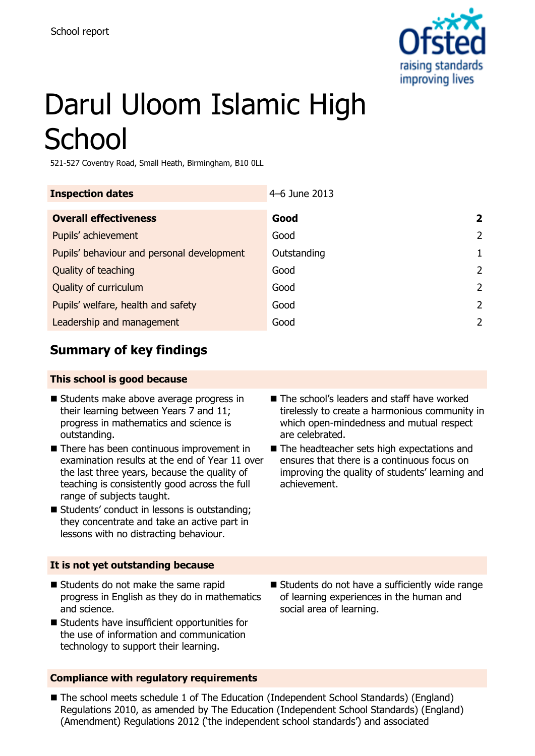School report

# Darul Uloom Islamic High School

521-527 Coventry Road, Small Heath, Birmingham, B10 0LL

| Inspection dates | 4–6 June 2013 | |
|---|---|---|
| **Overall effectiveness** | **Good** | **2** |
| Pupils' achievement | Good | 2 |
| Pupils' behaviour and personal development | Outstanding | 1 |
| Quality of teaching | Good | 2 |
| Quality of curriculum | Good | 2 |
| Pupils' welfare, health and safety | Good | 2 |
| Leadership and management | Good | 2 |

## Summary of key findings

### This school is good because

- Students make above average progress in their learning between Years 7 and 11; progress in mathematics and science is outstanding.
- There has been continuous improvement in examination results at the end of Year 11 over the last three years, because the quality of teaching is consistently good across the full range of subjects taught.
- Students' conduct in lessons is outstanding; they concentrate and take an active part in lessons with no distracting behaviour.
- The school's leaders and staff have worked tirelessly to create a harmonious community in which open-mindedness and mutual respect are celebrated.
- The headteacher sets high expectations and ensures that there is a continuous focus on improving the quality of students' learning and achievement.

### It is not yet outstanding because

- Students do not make the same rapid progress in English as they do in mathematics and science.
- Students have insufficient opportunities for the use of information and communication technology to support their learning.
- Students do not have a sufficiently wide range of learning experiences in the human and social area of learning.

### Compliance with regulatory requirements

- The school meets schedule 1 of The Education (Independent School Standards) (England) Regulations 2010, as amended by The Education (Independent School Standards) (England) (Amendment) Regulations 2012 ('the independent school standards') and associated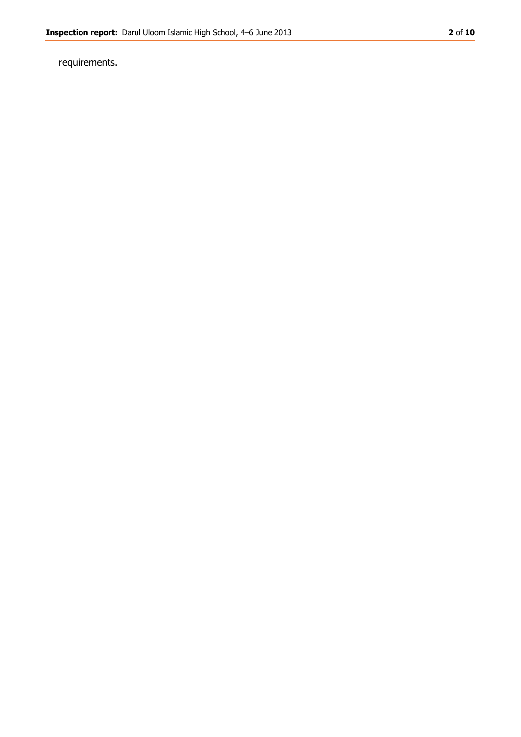requirements.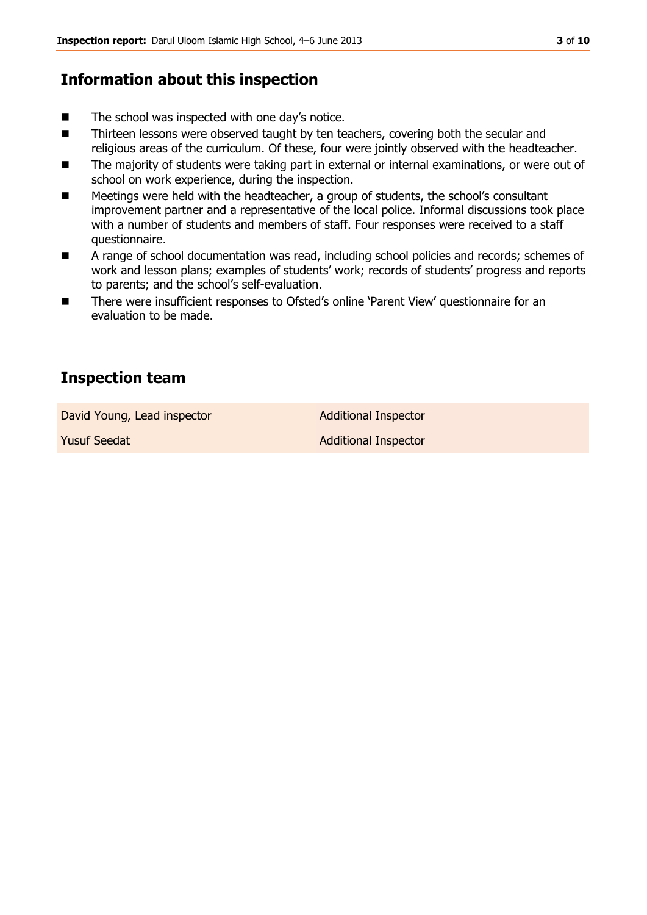## Information about this inspection

- The school was inspected with one day's notice.
- Thirteen lessons were observed taught by ten teachers, covering both the secular and religious areas of the curriculum. Of these, four were jointly observed with the headteacher.
- The majority of students were taking part in external or internal examinations, or were out of school on work experience, during the inspection.
- Meetings were held with the headteacher, a group of students, the school's consultant improvement partner and a representative of the local police. Informal discussions took place with a number of students and members of staff. Four responses were received to a staff questionnaire.
- A range of school documentation was read, including school policies and records; schemes of work and lesson plans; examples of students' work; records of students' progress and reports to parents; and the school's self-evaluation.
- There were insufficient responses to Ofsted's online 'Parent View' questionnaire for an evaluation to be made.

## Inspection team

| | |
|---|---|
| David Young, Lead inspector | Additional Inspector |
| Yusuf Seedat | Additional Inspector |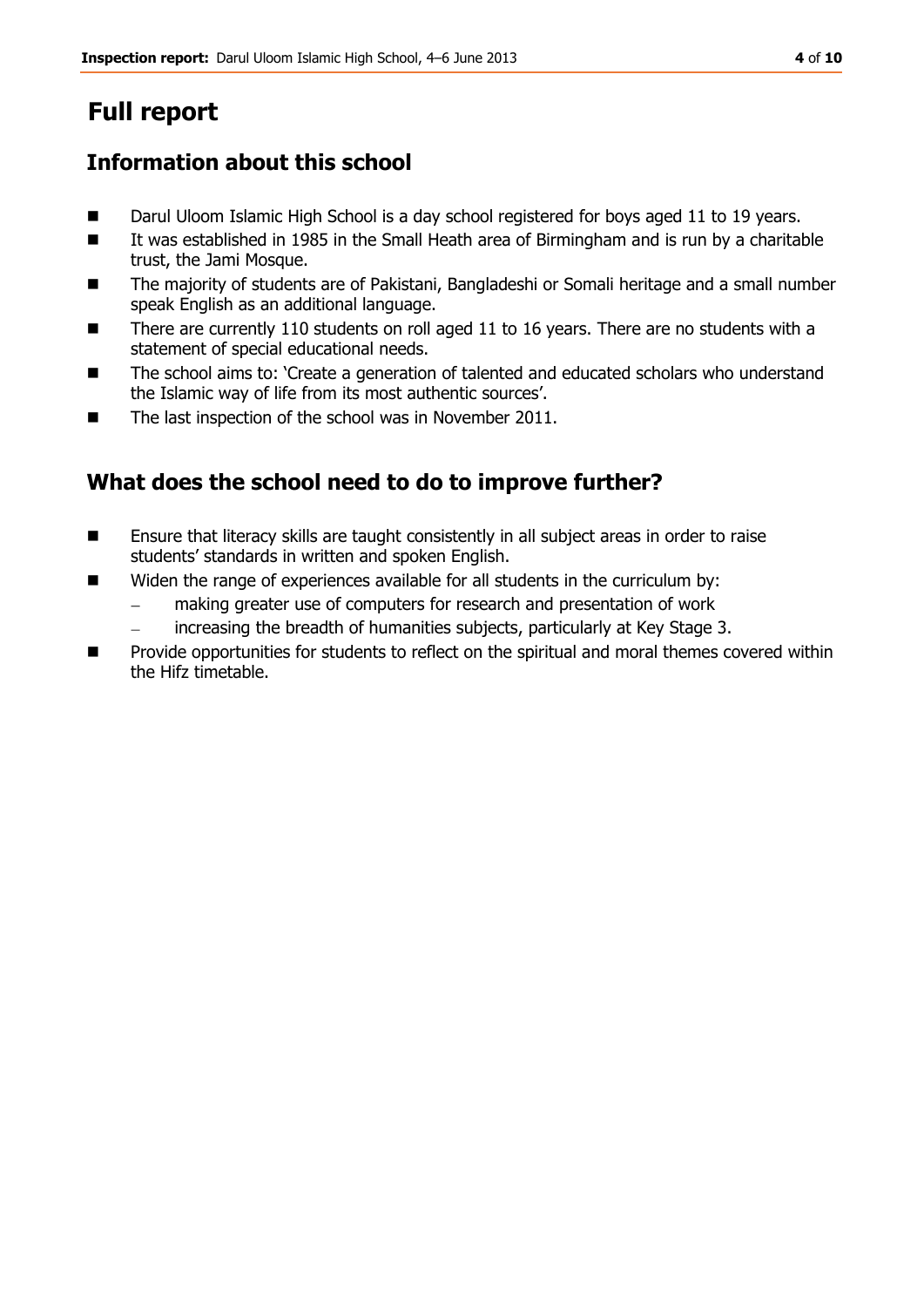# Full report

## Information about this school

- Darul Uloom Islamic High School is a day school registered for boys aged 11 to 19 years.
- It was established in 1985 in the Small Heath area of Birmingham and is run by a charitable trust, the Jami Mosque.
- The majority of students are of Pakistani, Bangladeshi or Somali heritage and a small number speak English as an additional language.
- There are currently 110 students on roll aged 11 to 16 years. There are no students with a statement of special educational needs.
- The school aims to: 'Create a generation of talented and educated scholars who understand the Islamic way of life from its most authentic sources'.
- The last inspection of the school was in November 2011.

## What does the school need to do to improve further?

- Ensure that literacy skills are taught consistently in all subject areas in order to raise students' standards in written and spoken English.
- Widen the range of experiences available for all students in the curriculum by:
  - making greater use of computers for research and presentation of work
  - increasing the breadth of humanities subjects, particularly at Key Stage 3.
- Provide opportunities for students to reflect on the spiritual and moral themes covered within the Hifz timetable.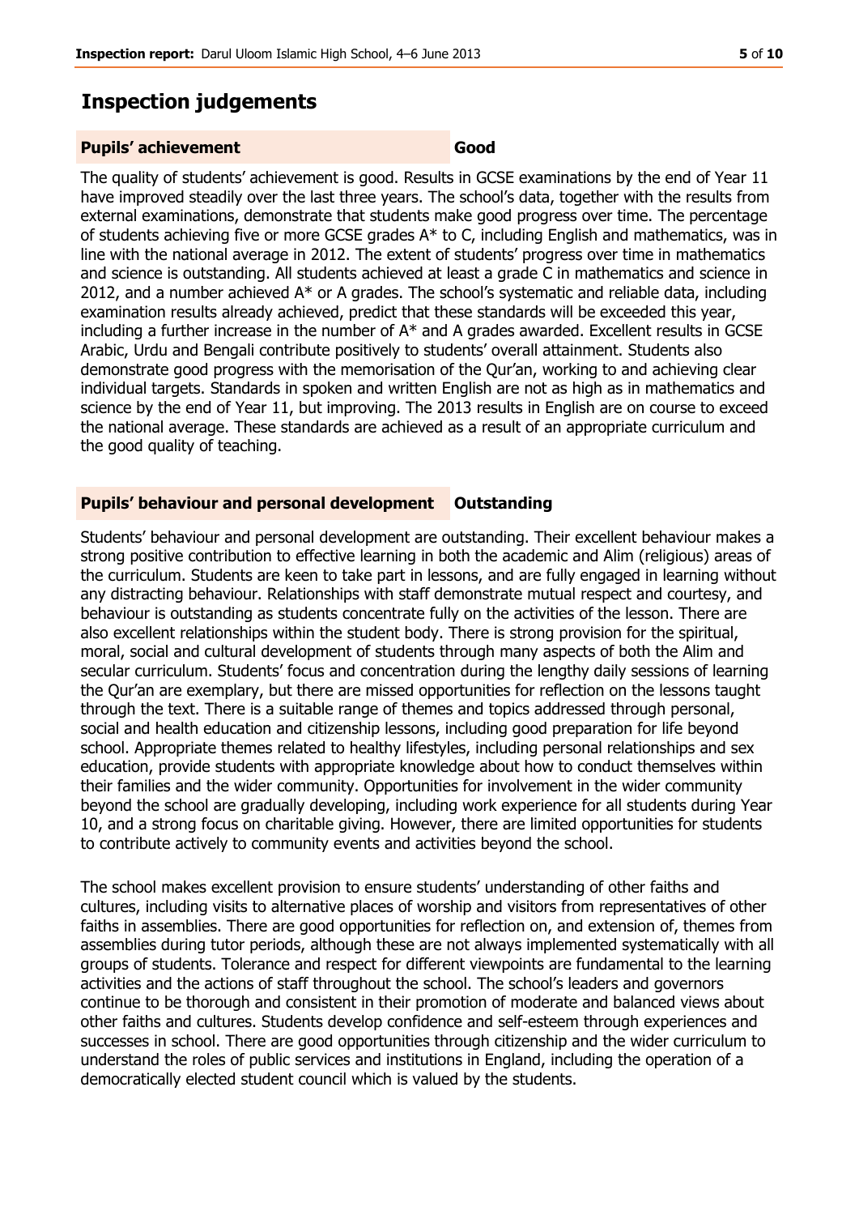## Inspection judgements

| **Pupils' achievement** | **Good** |
|---|---|

The quality of students' achievement is good. Results in GCSE examinations by the end of Year 11 have improved steadily over the last three years. The school's data, together with the results from external examinations, demonstrate that students make good progress over time. The percentage of students achieving five or more GCSE grades A* to C, including English and mathematics, was in line with the national average in 2012. The extent of students' progress over time in mathematics and science is outstanding. All students achieved at least a grade C in mathematics and science in 2012, and a number achieved A* or A grades. The school's systematic and reliable data, including examination results already achieved, predict that these standards will be exceeded this year, including a further increase in the number of A* and A grades awarded. Excellent results in GCSE Arabic, Urdu and Bengali contribute positively to students' overall attainment. Students also demonstrate good progress with the memorisation of the Qur'an, working to and achieving clear individual targets. Standards in spoken and written English are not as high as in mathematics and science by the end of Year 11, but improving. The 2013 results in English are on course to exceed the national average. These standards are achieved as a result of an appropriate curriculum and the good quality of teaching.

| **Pupils' behaviour and personal development** | **Outstanding** |
|---|---|

Students' behaviour and personal development are outstanding. Their excellent behaviour makes a strong positive contribution to effective learning in both the academic and Alim (religious) areas of the curriculum. Students are keen to take part in lessons, and are fully engaged in learning without any distracting behaviour. Relationships with staff demonstrate mutual respect and courtesy, and behaviour is outstanding as students concentrate fully on the activities of the lesson. There are also excellent relationships within the student body. There is strong provision for the spiritual, moral, social and cultural development of students through many aspects of both the Alim and secular curriculum. Students' focus and concentration during the lengthy daily sessions of learning the Qur'an are exemplary, but there are missed opportunities for reflection on the lessons taught through the text. There is a suitable range of themes and topics addressed through personal, social and health education and citizenship lessons, including good preparation for life beyond school. Appropriate themes related to healthy lifestyles, including personal relationships and sex education, provide students with appropriate knowledge about how to conduct themselves within their families and the wider community. Opportunities for involvement in the wider community beyond the school are gradually developing, including work experience for all students during Year 10, and a strong focus on charitable giving. However, there are limited opportunities for students to contribute actively to community events and activities beyond the school.

The school makes excellent provision to ensure students' understanding of other faiths and cultures, including visits to alternative places of worship and visitors from representatives of other faiths in assemblies. There are good opportunities for reflection on, and extension of, themes from assemblies during tutor periods, although these are not always implemented systematically with all groups of students. Tolerance and respect for different viewpoints are fundamental to the learning activities and the actions of staff throughout the school. The school's leaders and governors continue to be thorough and consistent in their promotion of moderate and balanced views about other faiths and cultures. Students develop confidence and self-esteem through experiences and successes in school. There are good opportunities through citizenship and the wider curriculum to understand the roles of public services and institutions in England, including the operation of a democratically elected student council which is valued by the students.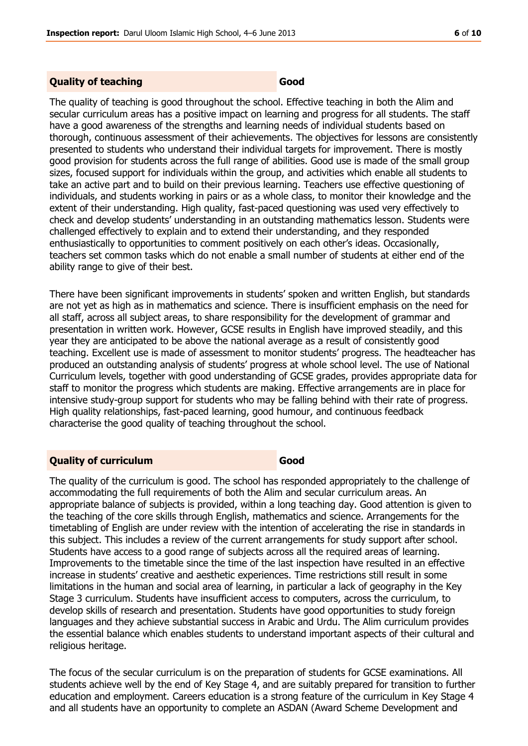| **Quality of teaching** | **Good** |
|---|---|

The quality of teaching is good throughout the school. Effective teaching in both the Alim and secular curriculum areas has a positive impact on learning and progress for all students. The staff have a good awareness of the strengths and learning needs of individual students based on thorough, continuous assessment of their achievements. The objectives for lessons are consistently presented to students who understand their individual targets for improvement. There is mostly good provision for students across the full range of abilities. Good use is made of the small group sizes, focused support for individuals within the group, and activities which enable all students to take an active part and to build on their previous learning. Teachers use effective questioning of individuals, and students working in pairs or as a whole class, to monitor their knowledge and the extent of their understanding. High quality, fast-paced questioning was used very effectively to check and develop students' understanding in an outstanding mathematics lesson. Students were challenged effectively to explain and to extend their understanding, and they responded enthusiastically to opportunities to comment positively on each other's ideas. Occasionally, teachers set common tasks which do not enable a small number of students at either end of the ability range to give of their best.

There have been significant improvements in students' spoken and written English, but standards are not yet as high as in mathematics and science. There is insufficient emphasis on the need for all staff, across all subject areas, to share responsibility for the development of grammar and presentation in written work. However, GCSE results in English have improved steadily, and this year they are anticipated to be above the national average as a result of consistently good teaching. Excellent use is made of assessment to monitor students' progress. The headteacher has produced an outstanding analysis of students' progress at whole school level. The use of National Curriculum levels, together with good understanding of GCSE grades, provides appropriate data for staff to monitor the progress which students are making. Effective arrangements are in place for intensive study-group support for students who may be falling behind with their rate of progress. High quality relationships, fast-paced learning, good humour, and continuous feedback characterise the good quality of teaching throughout the school.

| **Quality of curriculum** | **Good** |
|---|---|

The quality of the curriculum is good. The school has responded appropriately to the challenge of accommodating the full requirements of both the Alim and secular curriculum areas. An appropriate balance of subjects is provided, within a long teaching day. Good attention is given to the teaching of the core skills through English, mathematics and science. Arrangements for the timetabling of English are under review with the intention of accelerating the rise in standards in this subject. This includes a review of the current arrangements for study support after school. Students have access to a good range of subjects across all the required areas of learning. Improvements to the timetable since the time of the last inspection have resulted in an effective increase in students' creative and aesthetic experiences. Time restrictions still result in some limitations in the human and social area of learning, in particular a lack of geography in the Key Stage 3 curriculum. Students have insufficient access to computers, across the curriculum, to develop skills of research and presentation. Students have good opportunities to study foreign languages and they achieve substantial success in Arabic and Urdu. The Alim curriculum provides the essential balance which enables students to understand important aspects of their cultural and religious heritage.

The focus of the secular curriculum is on the preparation of students for GCSE examinations. All students achieve well by the end of Key Stage 4, and are suitably prepared for transition to further education and employment. Careers education is a strong feature of the curriculum in Key Stage 4 and all students have an opportunity to complete an ASDAN (Award Scheme Development and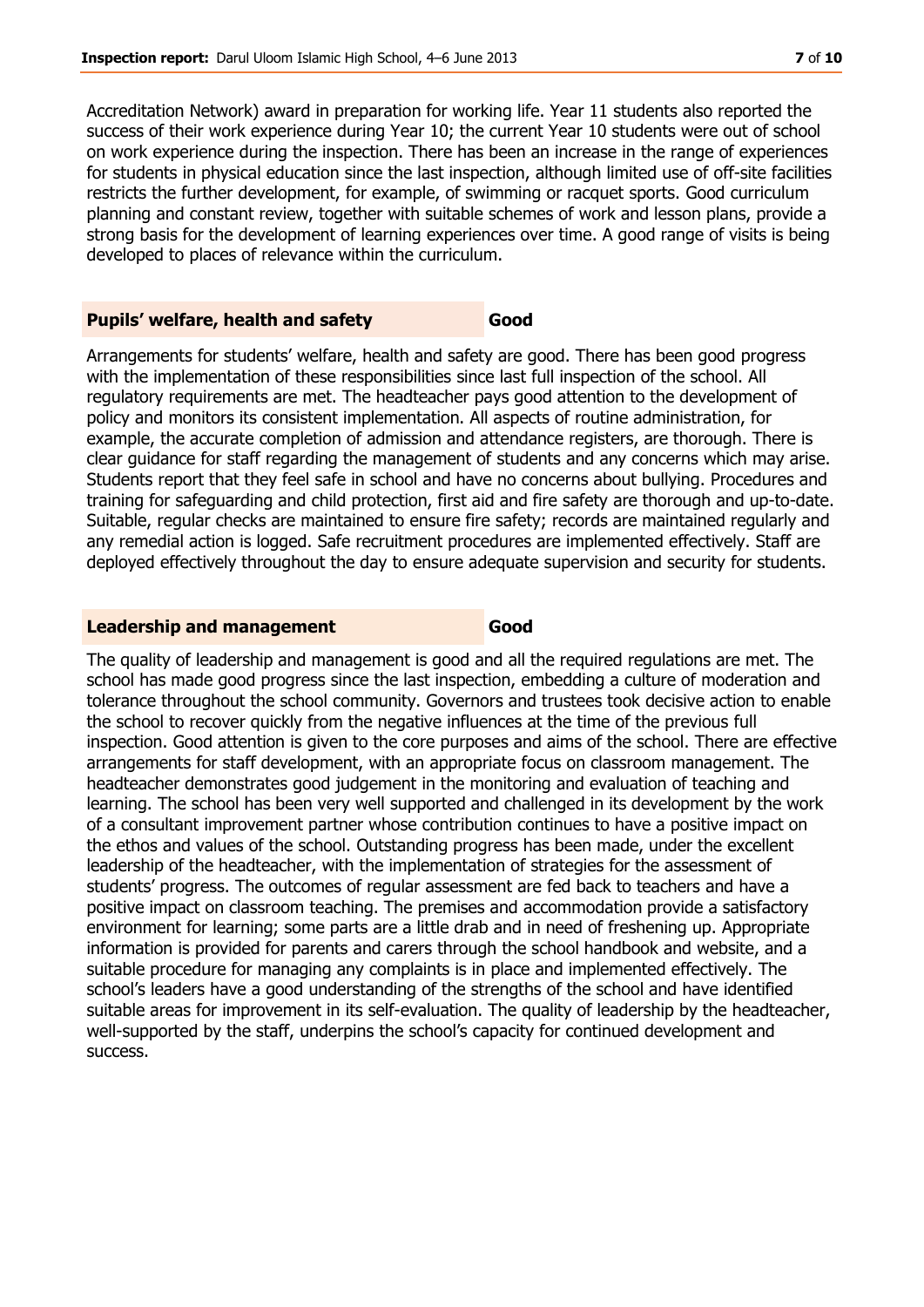Accreditation Network) award in preparation for working life. Year 11 students also reported the success of their work experience during Year 10; the current Year 10 students were out of school on work experience during the inspection. There has been an increase in the range of experiences for students in physical education since the last inspection, although limited use of off-site facilities restricts the further development, for example, of swimming or racquet sports. Good curriculum planning and constant review, together with suitable schemes of work and lesson plans, provide a strong basis for the development of learning experiences over time. A good range of visits is being developed to places of relevance within the curriculum.

### Pupils' welfare, health and safety — Good

Arrangements for students' welfare, health and safety are good. There has been good progress with the implementation of these responsibilities since last full inspection of the school. All regulatory requirements are met. The headteacher pays good attention to the development of policy and monitors its consistent implementation. All aspects of routine administration, for example, the accurate completion of admission and attendance registers, are thorough. There is clear guidance for staff regarding the management of students and any concerns which may arise. Students report that they feel safe in school and have no concerns about bullying. Procedures and training for safeguarding and child protection, first aid and fire safety are thorough and up-to-date. Suitable, regular checks are maintained to ensure fire safety; records are maintained regularly and any remedial action is logged. Safe recruitment procedures are implemented effectively. Staff are deployed effectively throughout the day to ensure adequate supervision and security for students.

### Leadership and management — Good

The quality of leadership and management is good and all the required regulations are met. The school has made good progress since the last inspection, embedding a culture of moderation and tolerance throughout the school community. Governors and trustees took decisive action to enable the school to recover quickly from the negative influences at the time of the previous full inspection. Good attention is given to the core purposes and aims of the school. There are effective arrangements for staff development, with an appropriate focus on classroom management. The headteacher demonstrates good judgement in the monitoring and evaluation of teaching and learning. The school has been very well supported and challenged in its development by the work of a consultant improvement partner whose contribution continues to have a positive impact on the ethos and values of the school. Outstanding progress has been made, under the excellent leadership of the headteacher, with the implementation of strategies for the assessment of students' progress. The outcomes of regular assessment are fed back to teachers and have a positive impact on classroom teaching. The premises and accommodation provide a satisfactory environment for learning; some parts are a little drab and in need of freshening up. Appropriate information is provided for parents and carers through the school handbook and website, and a suitable procedure for managing any complaints is in place and implemented effectively. The school's leaders have a good understanding of the strengths of the school and have identified suitable areas for improvement in its self-evaluation. The quality of leadership by the headteacher, well-supported by the staff, underpins the school's capacity for continued development and success.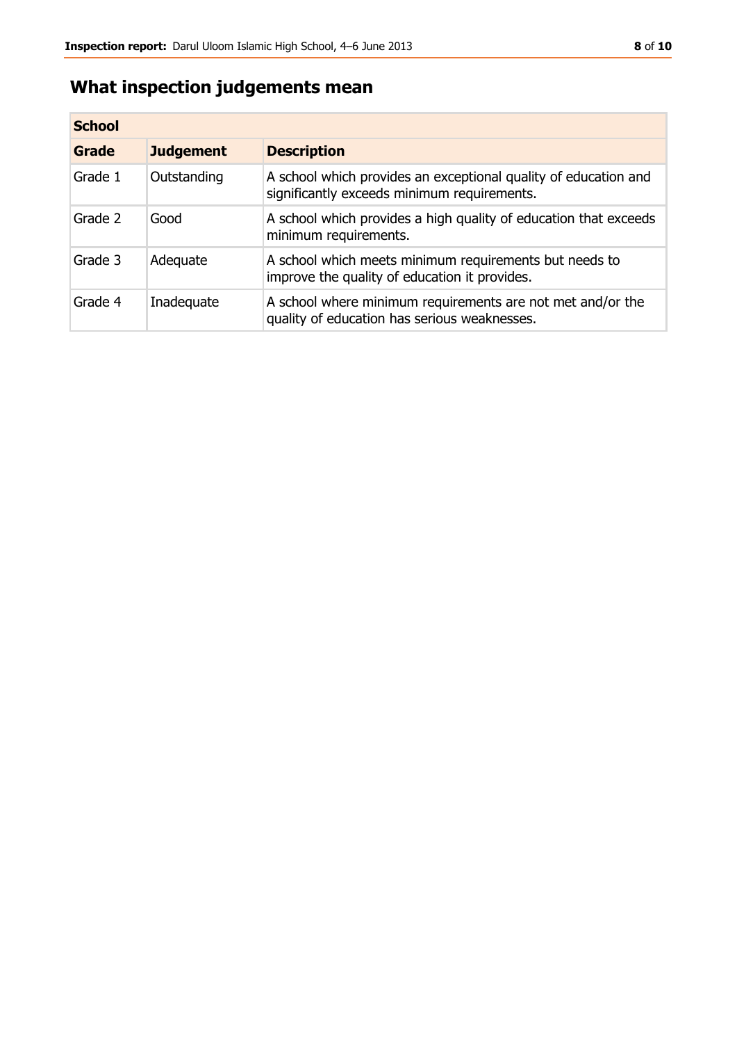## What inspection judgements mean

| School | | |
|---|---|---|
| **Grade** | **Judgement** | **Description** |
| Grade 1 | Outstanding | A school which provides an exceptional quality of education and significantly exceeds minimum requirements. |
| Grade 2 | Good | A school which provides a high quality of education that exceeds minimum requirements. |
| Grade 3 | Adequate | A school which meets minimum requirements but needs to improve the quality of education it provides. |
| Grade 4 | Inadequate | A school where minimum requirements are not met and/or the quality of education has serious weaknesses. |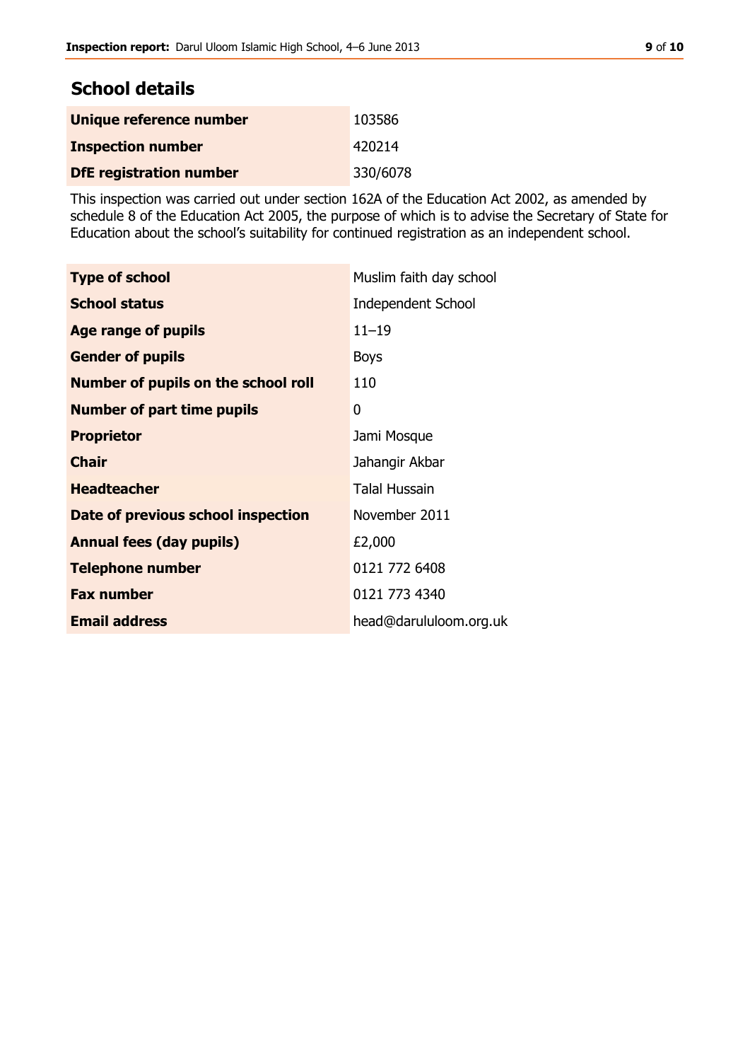## School details

| | |
|---|---|
| **Unique reference number** | 103586 |
| **Inspection number** | 420214 |
| **DfE registration number** | 330/6078 |

This inspection was carried out under section 162A of the Education Act 2002, as amended by schedule 8 of the Education Act 2005, the purpose of which is to advise the Secretary of State for Education about the school's suitability for continued registration as an independent school.

| | |
|---|---|
| **Type of school** | Muslim faith day school |
| **School status** | Independent School |
| **Age range of pupils** | 11–19 |
| **Gender of pupils** | Boys |
| **Number of pupils on the school roll** | 110 |
| **Number of part time pupils** | 0 |
| **Proprietor** | Jami Mosque |
| **Chair** | Jahangir Akbar |
| **Headteacher** | Talal Hussain |
| **Date of previous school inspection** | November 2011 |
| **Annual fees (day pupils)** | £2,000 |
| **Telephone number** | 0121 772 6408 |
| **Fax number** | 0121 773 4340 |
| **Email address** | head@darululoom.org.uk |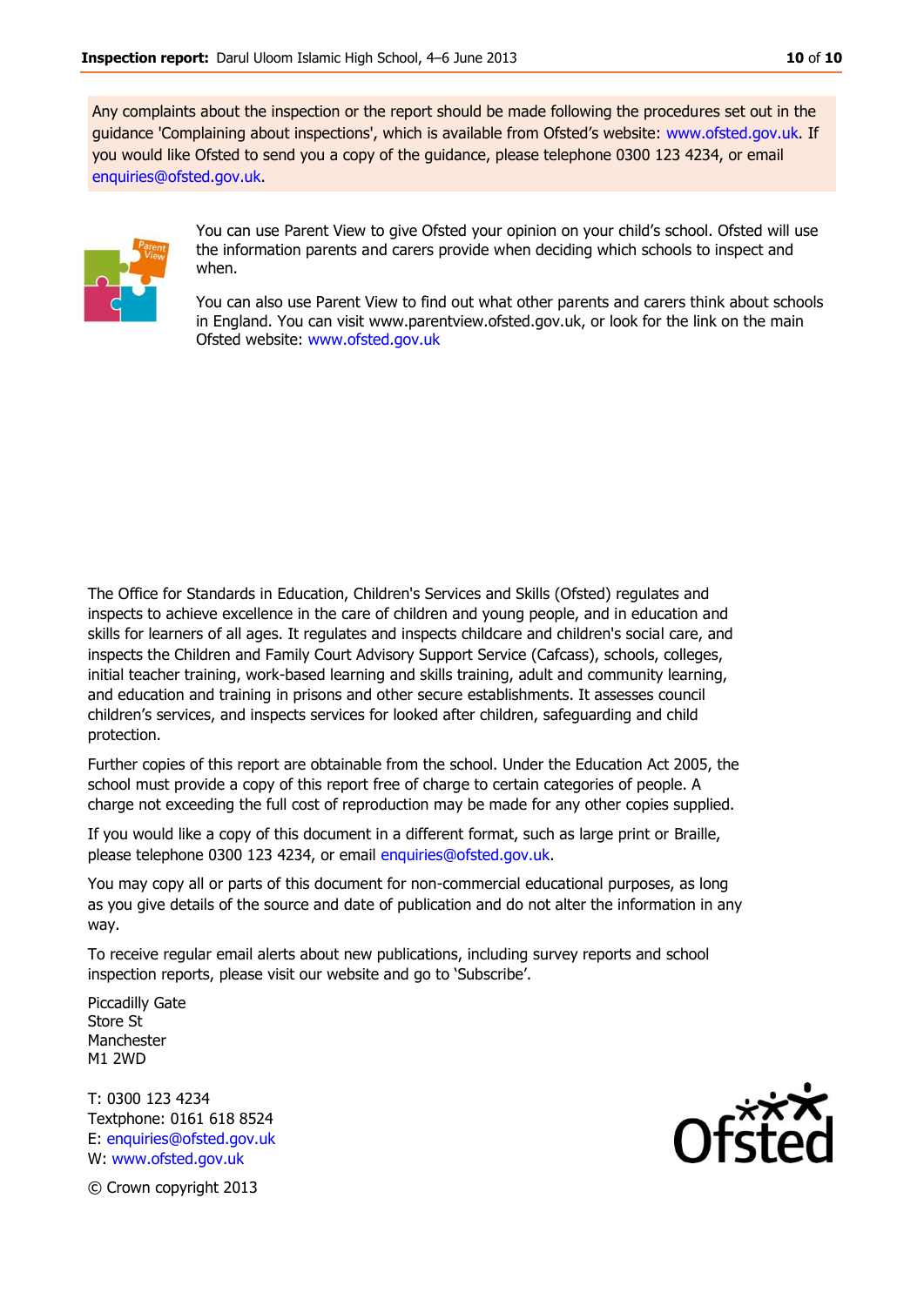Any complaints about the inspection or the report should be made following the procedures set out in the guidance 'Complaining about inspections', which is available from Ofsted's website: www.ofsted.gov.uk. If you would like Ofsted to send you a copy of the guidance, please telephone 0300 123 4234, or email enquiries@ofsted.gov.uk.

You can use Parent View to give Ofsted your opinion on your child's school. Ofsted will use the information parents and carers provide when deciding which schools to inspect and when.

You can also use Parent View to find out what other parents and carers think about schools in England. You can visit www.parentview.ofsted.gov.uk, or look for the link on the main Ofsted website: www.ofsted.gov.uk

The Office for Standards in Education, Children's Services and Skills (Ofsted) regulates and inspects to achieve excellence in the care of children and young people, and in education and skills for learners of all ages. It regulates and inspects childcare and children's social care, and inspects the Children and Family Court Advisory Support Service (Cafcass), schools, colleges, initial teacher training, work-based learning and skills training, adult and community learning, and education and training in prisons and other secure establishments. It assesses council children's services, and inspects services for looked after children, safeguarding and child protection.

Further copies of this report are obtainable from the school. Under the Education Act 2005, the school must provide a copy of this report free of charge to certain categories of people. A charge not exceeding the full cost of reproduction may be made for any other copies supplied.

If you would like a copy of this document in a different format, such as large print or Braille, please telephone 0300 123 4234, or email enquiries@ofsted.gov.uk.

You may copy all or parts of this document for non-commercial educational purposes, as long as you give details of the source and date of publication and do not alter the information in any way.

To receive regular email alerts about new publications, including survey reports and school inspection reports, please visit our website and go to 'Subscribe'.

Piccadilly Gate
Store St
Manchester
M1 2WD

T: 0300 123 4234
Textphone: 0161 618 8524
E: enquiries@ofsted.gov.uk
W: www.ofsted.gov.uk

© Crown copyright 2013